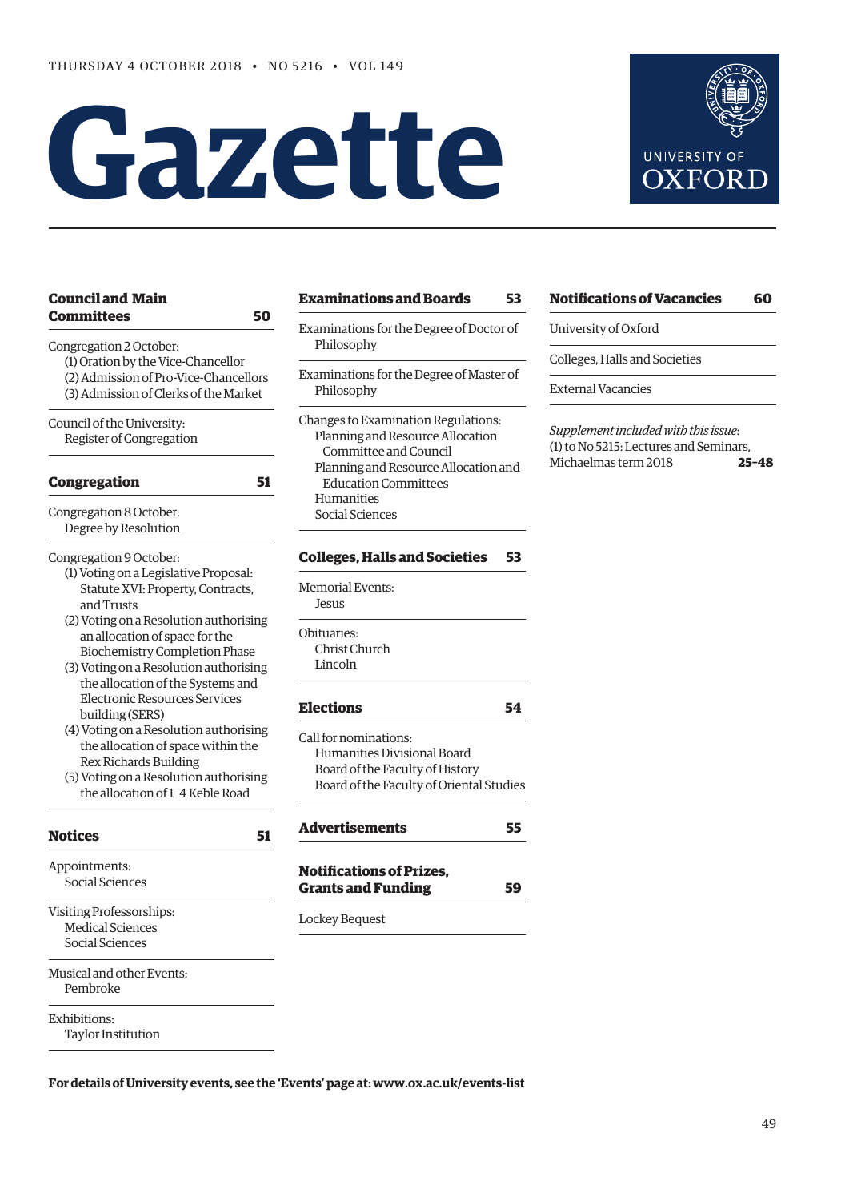THURSDAY 4 OCTOBER 2018 • NO 5216 • VOL 149

# Gazette

UNIVERSITY OF OXFORD

## Council and Main Committees — 50

Congregation 2 October:
- (1) Oration by the Vice-Chancellor
- (2) Admission of Pro-Vice-Chancellors
- (3) Admission of Clerks of the Market

Council of the University:
- Register of Congregation

## Congregation — 51

Congregation 8 October:
- Degree by Resolution

Congregation 9 October:
- (1) Voting on a Legislative Proposal: Statute XVI: Property, Contracts, and Trusts
- (2) Voting on a Resolution authorising an allocation of space for the Biochemistry Completion Phase
- (3) Voting on a Resolution authorising the allocation of the Systems and Electronic Resources Services building (SERS)
- (4) Voting on a Resolution authorising the allocation of space within the Rex Richards Building
- (5) Voting on a Resolution authorising the allocation of 1–4 Keble Road

## Notices — 51

Appointments:
- Social Sciences

Visiting Professorships:
- Medical Sciences
- Social Sciences

Musical and other Events:
- Pembroke

Exhibitions:
- Taylor Institution

## Examinations and Boards — 53

Examinations for the Degree of Doctor of Philosophy

Examinations for the Degree of Master of Philosophy

Changes to Examination Regulations:
- Planning and Resource Allocation Committee and Council
- Planning and Resource Allocation and Education Committees
- Humanities
- Social Sciences

## Colleges, Halls and Societies — 53

Memorial Events:
- Jesus

Obituaries:
- Christ Church
- Lincoln

## Elections — 54

Call for nominations:
- Humanities Divisional Board
- Board of the Faculty of History
- Board of the Faculty of Oriental Studies

## Advertisements — 55

## Notifications of Prizes, Grants and Funding — 59

Lockey Bequest

## Notifications of Vacancies — 60

University of Oxford

Colleges, Halls and Societies

External Vacancies

*Supplement included with this issue*:
(1) to No 5215: Lectures and Seminars, Michaelmas term 2018 — **25–48**

**For details of University events, see the 'Events' page at: www.ox.ac.uk/events-list**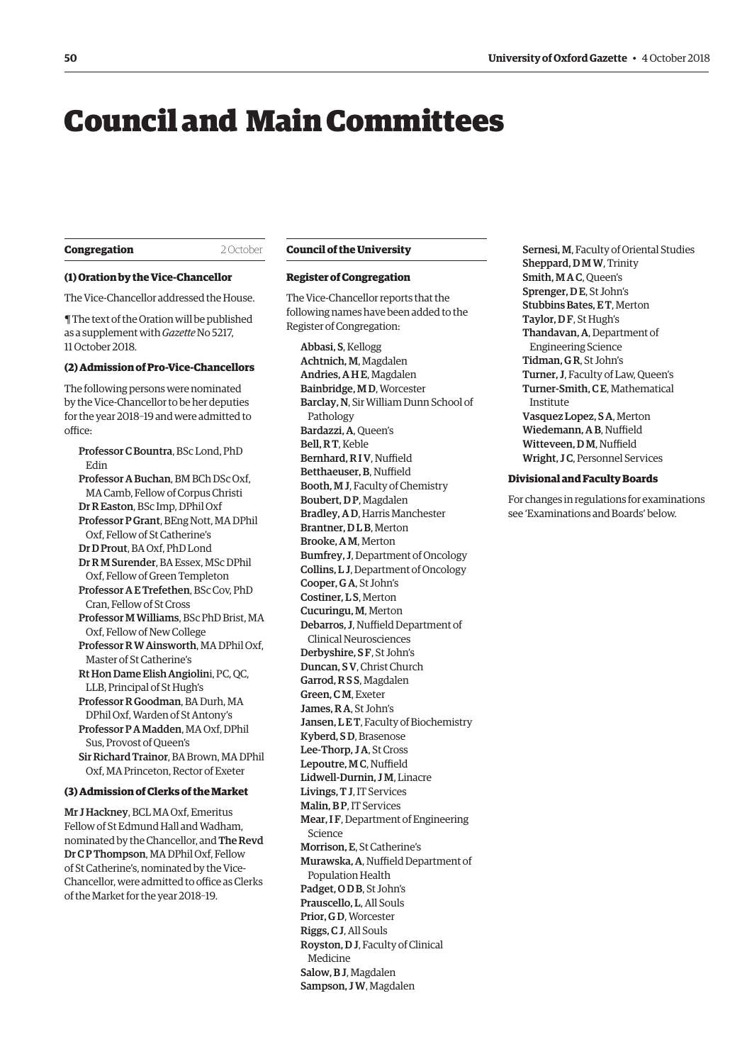# Council and Main Committees

## Congregation

2 October

### (1) Oration by the Vice-Chancellor

The Vice-Chancellor addressed the House.

¶ The text of the Oration will be published as a supplement with *Gazette* No 5217, 11 October 2018.

### (2) Admission of Pro-Vice-Chancellors

The following persons were nominated by the Vice-Chancellor to be her deputies for the year 2018–19 and were admitted to office:

- **Professor C Bountra**, BSc Lond, PhD Edin
- **Professor A Buchan**, BM BCh DSc Oxf, MA Camb, Fellow of Corpus Christi
- **Dr R Easton**, BSc Imp, DPhil Oxf
- **Professor P Grant**, BEng Nott, MA DPhil Oxf, Fellow of St Catherine's
- **Dr D Prout**, BA Oxf, PhD Lond
- **Dr R M Surender**, BA Essex, MSc DPhil Oxf, Fellow of Green Templeton
- **Professor A E Trefethen**, BSc Cov, PhD Cran, Fellow of St Cross
- **Professor M Williams**, BSc PhD Brist, MA Oxf, Fellow of New College
- **Professor R W Ainsworth**, MA DPhil Oxf, Master of St Catherine's
- **Rt Hon Dame Elish Angiolini**, PC, QC, LLB, Principal of St Hugh's
- **Professor R Goodman**, BA Durh, MA DPhil Oxf, Warden of St Antony's
- **Professor P A Madden**, MA Oxf, DPhil Sus, Provost of Queen's
- **Sir Richard Trainor**, BA Brown, MA DPhil Oxf, MA Princeton, Rector of Exeter

### (3) Admission of Clerks of the Market

**Mr J Hackney**, BCL MA Oxf, Emeritus Fellow of St Edmund Hall and Wadham, nominated by the Chancellor, and **The Revd Dr C P Thompson**, MA DPhil Oxf, Fellow of St Catherine's, nominated by the Vice-Chancellor, were admitted to office as Clerks of the Market for the year 2018–19.

## Council of the University

### Register of Congregation

The Vice-Chancellor reports that the following names have been added to the Register of Congregation:

- **Abbasi, S**, Kellogg
- **Achtnich, M**, Magdalen
- **Andries, A H E**, Magdalen
- **Bainbridge, M D**, Worcester
- **Barclay, N**, Sir William Dunn School of Pathology
- **Bardazzi, A**, Queen's
- **Bell, R T**, Keble
- **Bernhard, R I V**, Nuffield
- **Betthaeuser, B**, Nuffield
- **Booth, M J**, Faculty of Chemistry
- **Boubert, D P**, Magdalen
- **Bradley, A D**, Harris Manchester
- **Brantner, D L B**, Merton
- **Brooke, A M**, Merton
- **Bumfrey, J**, Department of Oncology
- **Collins, L J**, Department of Oncology
- **Cooper, G A**, St John's
- **Costiner, L S**, Merton
- **Cucuringu, M**, Merton
- **Debarros, J**, Nuffield Department of Clinical Neurosciences
- **Derbyshire, S F**, St John's
- **Duncan, S V**, Christ Church
- **Garrod, R S S**, Magdalen
- **Green, C M**, Exeter
- **James, R A**, St John's
- **Jansen, L E T**, Faculty of Biochemistry
- **Kyberd, S D**, Brasenose
- **Lee-Thorp, J A**, St Cross
- **Lepoutre, M C**, Nuffield
- **Lidwell-Durnin, J M**, Linacre
- **Livings, T J**, IT Services
- **Malin, B P**, IT Services
- **Mear, I F**, Department of Engineering Science
- **Morrison, E**, St Catherine's
- **Murawska, A**, Nuffield Department of Population Health
- **Padget, O D B**, St John's
- **Prauscello, L**, All Souls
- **Prior, G D**, Worcester
- **Riggs, C J**, All Souls
- **Royston, D J**, Faculty of Clinical Medicine
- **Salow, B J**, Magdalen
- **Sampson, J W**, Magdalen
- **Sernesi, M**, Faculty of Oriental Studies
- **Sheppard, D M W**, Trinity
- **Smith, M A C**, Queen's
- **Sprenger, D E**, St John's
- **Stubbins Bates, E T**, Merton
- **Taylor, D F**, St Hugh's
- **Thandavan, A**, Department of Engineering Science
- **Tidman, G R**, St John's
- **Turner, J**, Faculty of Law, Queen's
- **Turner-Smith, C E**, Mathematical Institute
- **Vasquez Lopez, S A**, Merton
- **Wiedemann, A B**, Nuffield
- **Witteveen, D M**, Nuffield
- **Wright, J C**, Personnel Services

### Divisional and Faculty Boards

For changes in regulations for examinations see 'Examinations and Boards' below.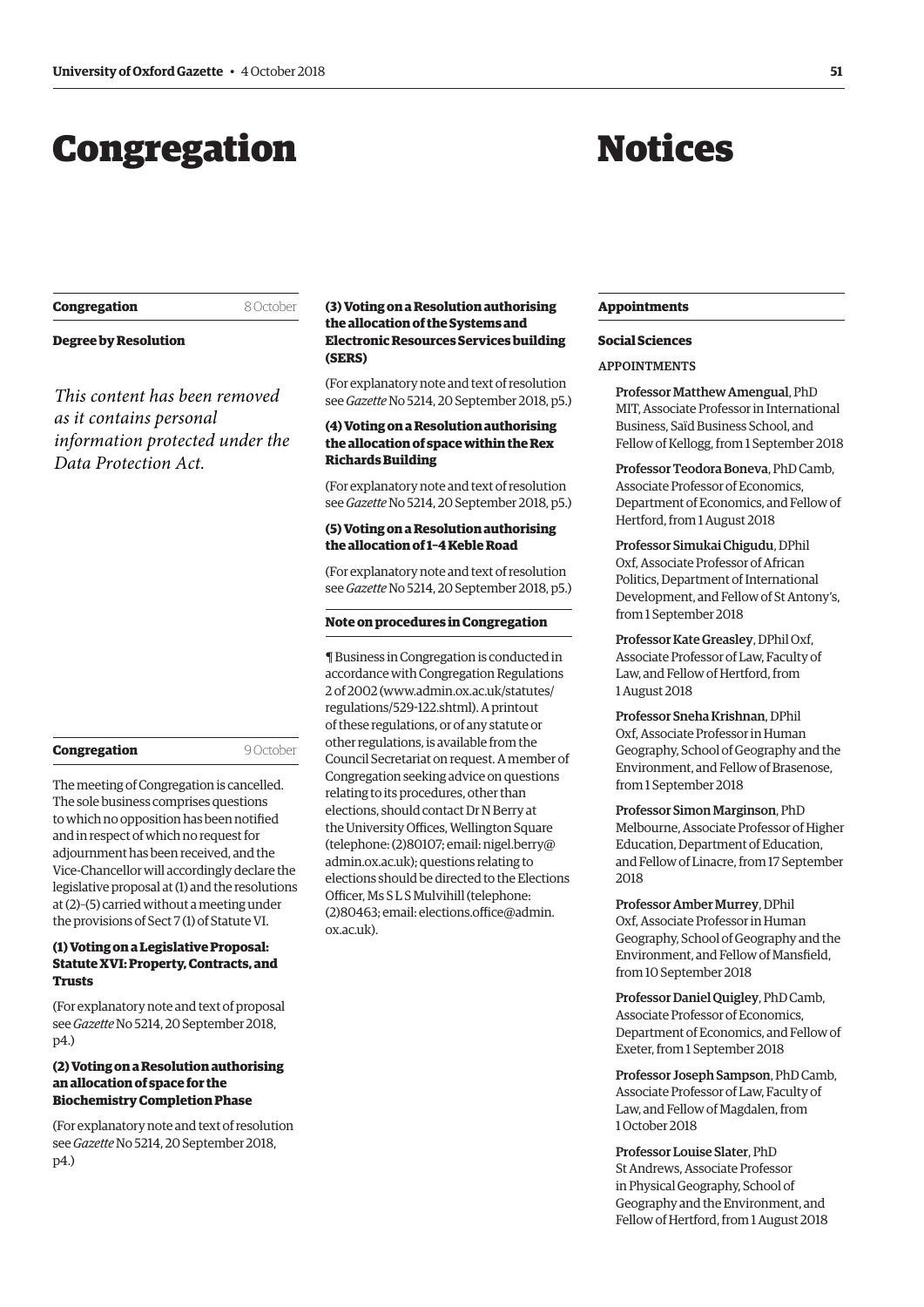# Congregation

## Congregation — 8 October

### Degree by Resolution

*This content has been removed as it contains personal information protected under the Data Protection Act.*

## Congregation — 9 October

The meeting of Congregation is cancelled. The sole business comprises questions to which no opposition has been notified and in respect of which no request for adjournment has been received, and the Vice-Chancellor will accordingly declare the legislative proposal at (1) and the resolutions at (2)–(5) carried without a meeting under the provisions of Sect 7 (1) of Statute VI.

### (1) Voting on a Legislative Proposal: Statute XVI: Property, Contracts, and Trusts

(For explanatory note and text of proposal see *Gazette* No 5214, 20 September 2018, p4.)

### (2) Voting on a Resolution authorising an allocation of space for the Biochemistry Completion Phase

(For explanatory note and text of resolution see *Gazette* No 5214, 20 September 2018, p4.)

### (3) Voting on a Resolution authorising the allocation of the Systems and Electronic Resources Services building (SERS)

(For explanatory note and text of resolution see *Gazette* No 5214, 20 September 2018, p5.)

### (4) Voting on a Resolution authorising the allocation of space within the Rex Richards Building

(For explanatory note and text of resolution see *Gazette* No 5214, 20 September 2018, p5.)

### (5) Voting on a Resolution authorising the allocation of 1–4 Keble Road

(For explanatory note and text of resolution see *Gazette* No 5214, 20 September 2018, p5.)

## Note on procedures in Congregation

¶ Business in Congregation is conducted in accordance with Congregation Regulations 2 of 2002 (www.admin.ox.ac.uk/statutes/regulations/529-122.shtml). A printout of these regulations, or of any statute or other regulations, is available from the Council Secretariat on request. A member of Congregation seeking advice on questions relating to its procedures, other than elections, should contact Dr N Berry at the University Offices, Wellington Square (telephone: (2)80107; email: nigel.berry@admin.ox.ac.uk); questions relating to elections should be directed to the Elections Officer, Ms S L S Mulvihill (telephone: (2)80463; email: elections.office@admin.ox.ac.uk).

# Notices

## Appointments

### Social Sciences

APPOINTMENTS

Professor Matthew Amengual, PhD MIT, Associate Professor in International Business, Saïd Business School, and Fellow of Kellogg, from 1 September 2018

Professor Teodora Boneva, PhD Camb, Associate Professor of Economics, Department of Economics, and Fellow of Hertford, from 1 August 2018

Professor Simukai Chigudu, DPhil Oxf, Associate Professor of African Politics, Department of International Development, and Fellow of St Antony's, from 1 September 2018

Professor Kate Greasley, DPhil Oxf, Associate Professor of Law, Faculty of Law, and Fellow of Hertford, from 1 August 2018

Professor Sneha Krishnan, DPhil Oxf, Associate Professor in Human Geography, School of Geography and the Environment, and Fellow of Brasenose, from 1 September 2018

Professor Simon Marginson, PhD Melbourne, Associate Professor of Higher Education, Department of Education, and Fellow of Linacre, from 17 September 2018

Professor Amber Murrey, DPhil Oxf, Associate Professor in Human Geography, School of Geography and the Environment, and Fellow of Mansfield, from 10 September 2018

Professor Daniel Quigley, PhD Camb, Associate Professor of Economics, Department of Economics, and Fellow of Exeter, from 1 September 2018

Professor Joseph Sampson, PhD Camb, Associate Professor of Law, Faculty of Law, and Fellow of Magdalen, from 1 October 2018

Professor Louise Slater, PhD St Andrews, Associate Professor in Physical Geography, School of Geography and the Environment, and Fellow of Hertford, from 1 August 2018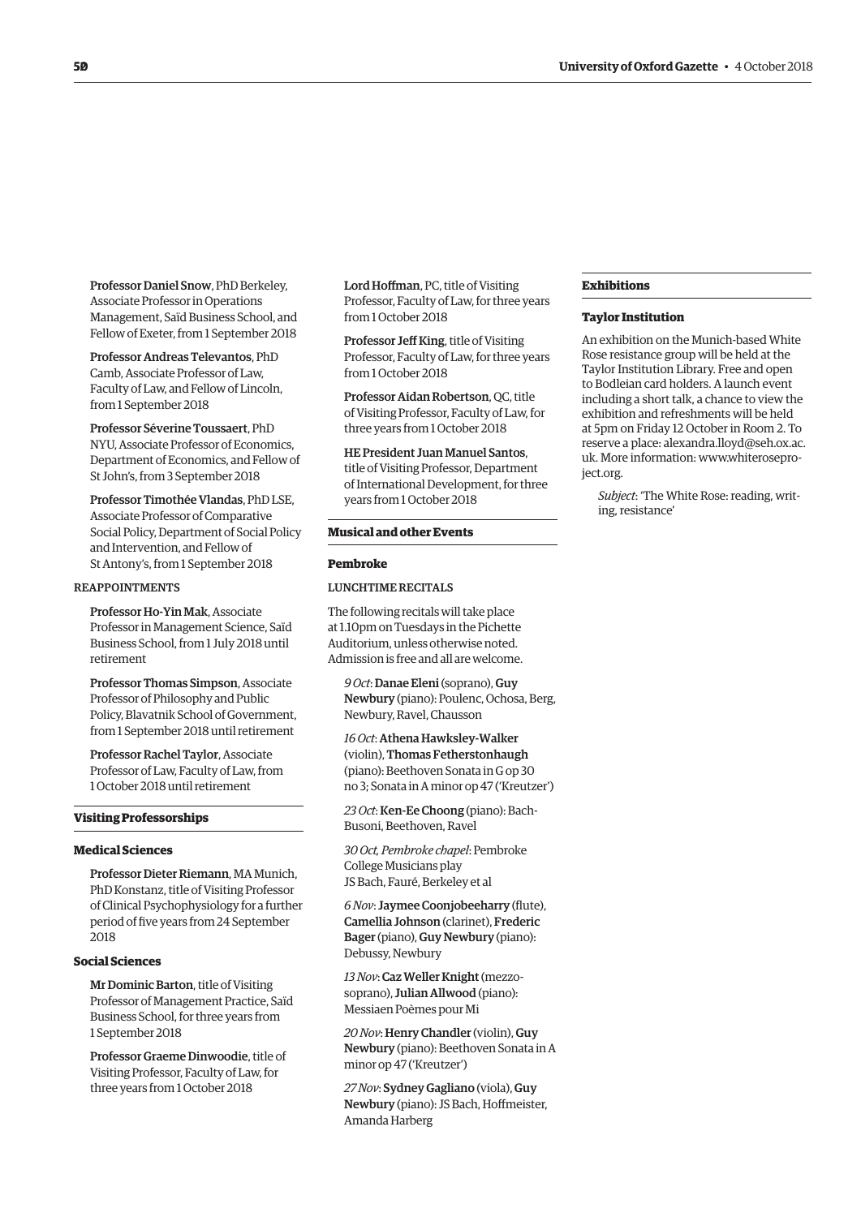**Professor Daniel Snow**, PhD Berkeley, Associate Professor in Operations Management, Saïd Business School, and Fellow of Exeter, from 1 September 2018

**Professor Andreas Televantos**, PhD Camb, Associate Professor of Law, Faculty of Law, and Fellow of Lincoln, from 1 September 2018

**Professor Séverine Toussaert**, PhD NYU, Associate Professor of Economics, Department of Economics, and Fellow of St John's, from 3 September 2018

**Professor Timothée Vlandas**, PhD LSE, Associate Professor of Comparative Social Policy, Department of Social Policy and Intervention, and Fellow of St Antony's, from 1 September 2018

REAPPOINTMENTS

**Professor Ho-Yin Mak**, Associate Professor in Management Science, Saïd Business School, from 1 July 2018 until retirement

**Professor Thomas Simpson**, Associate Professor of Philosophy and Public Policy, Blavatnik School of Government, from 1 September 2018 until retirement

**Professor Rachel Taylor**, Associate Professor of Law, Faculty of Law, from 1 October 2018 until retirement

## Visiting Professorships

### Medical Sciences

**Professor Dieter Riemann**, MA Munich, PhD Konstanz, title of Visiting Professor of Clinical Psychophysiology for a further period of five years from 24 September 2018

### Social Sciences

**Mr Dominic Barton**, title of Visiting Professor of Management Practice, Saïd Business School, for three years from 1 September 2018

**Professor Graeme Dinwoodie**, title of Visiting Professor, Faculty of Law, for three years from 1 October 2018

**Lord Hoffman**, PC, title of Visiting Professor, Faculty of Law, for three years from 1 October 2018

**Professor Jeff King**, title of Visiting Professor, Faculty of Law, for three years from 1 October 2018

**Professor Aidan Robertson**, QC, title of Visiting Professor, Faculty of Law, for three years from 1 October 2018

**HE President Juan Manuel Santos**, title of Visiting Professor, Department of International Development, for three years from 1 October 2018

## Musical and other Events

### Pembroke

LUNCHTIME RECITALS

The following recitals will take place at 1.10pm on Tuesdays in the Pichette Auditorium, unless otherwise noted. Admission is free and all are welcome.

*9 Oct*: **Danae Eleni** (soprano), **Guy Newbury** (piano): Poulenc, Ochosa, Berg, Newbury, Ravel, Chausson

*16 Oct*: **Athena Hawksley-Walker** (violin), **Thomas Fetherstonhaugh** (piano): Beethoven Sonata in G op 30 no 3; Sonata in A minor op 47 ('Kreutzer')

*23 Oct*: **Ken-Ee Choong** (piano): Bach-Busoni, Beethoven, Ravel

*30 Oct, Pembroke chapel*: Pembroke College Musicians play JS Bach, Fauré, Berkeley et al

*6 Nov*: **Jaymee Coonjobeeharry** (flute), **Camellia Johnson** (clarinet), **Frederic Bager** (piano), **Guy Newbury** (piano): Debussy, Newbury

*13 Nov*: **Caz Weller Knight** (mezzo-soprano), **Julian Allwood** (piano): Messiaen Poèmes pour Mi

*20 Nov*: **Henry Chandler** (violin), **Guy Newbury** (piano): Beethoven Sonata in A minor op 47 ('Kreutzer')

*27 Nov*: **Sydney Gagliano** (viola), **Guy Newbury** (piano): JS Bach, Hoffmeister, Amanda Harberg

## Exhibitions

### Taylor Institution

An exhibition on the Munich-based White Rose resistance group will be held at the Taylor Institution Library. Free and open to Bodleian card holders. A launch event including a short talk, a chance to view the exhibition and refreshments will be held at 5pm on Friday 12 October in Room 2. To reserve a place: alexandra.lloyd@seh.ox.ac.uk. More information: www.whiteroseproject.org.

*Subject*: 'The White Rose: reading, writing, resistance'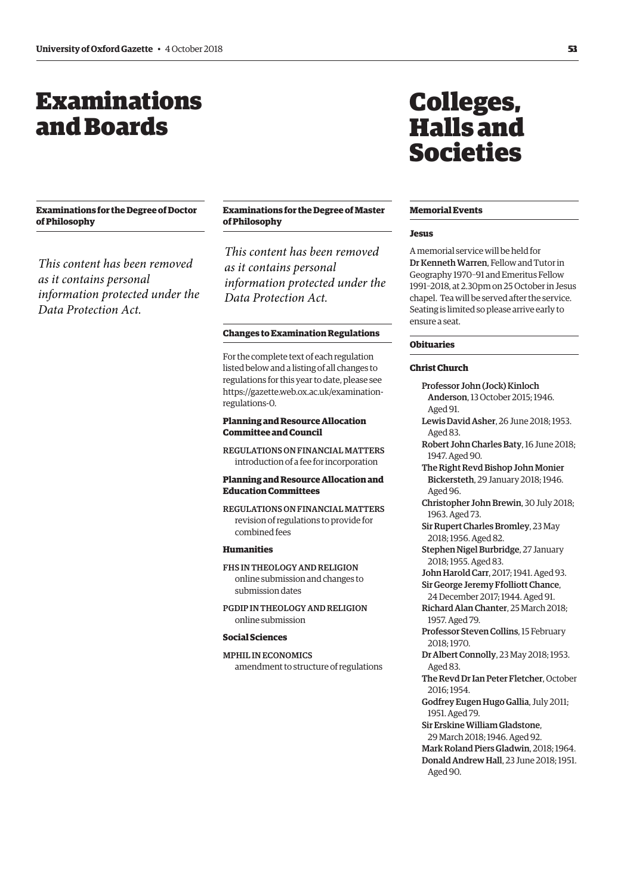# Examinations and Boards

### Examinations for the Degree of Doctor of Philosophy

*This content has been removed as it contains personal information protected under the Data Protection Act.*

### Examinations for the Degree of Master of Philosophy

*This content has been removed as it contains personal information protected under the Data Protection Act.*

### Changes to Examination Regulations

For the complete text of each regulation listed below and a listing of all changes to regulations for this year to date, please see https://gazette.web.ox.ac.uk/examination-regulations-0.

**Planning and Resource Allocation Committee and Council**

REGULATIONS ON FINANCIAL MATTERS
introduction of a fee for incorporation

**Planning and Resource Allocation and Education Committees**

REGULATIONS ON FINANCIAL MATTERS
revision of regulations to provide for combined fees

**Humanities**

FHS IN THEOLOGY AND RELIGION
online submission and changes to submission dates

PGDIP IN THEOLOGY AND RELIGION
online submission

**Social Sciences**

MPHIL IN ECONOMICS
amendment to structure of regulations

# Colleges, Halls and Societies

### Memorial Events

**Jesus**

A memorial service will be held for **Dr Kenneth Warren**, Fellow and Tutor in Geography 1970–91 and Emeritus Fellow 1991–2018, at 2.30pm on 25 October in Jesus chapel. Tea will be served after the service. Seating is limited so please arrive early to ensure a seat.

### Obituaries

**Christ Church**

**Professor John (Jock) Kinloch Anderson**, 13 October 2015; 1946. Aged 91.
**Lewis David Asher**, 26 June 2018; 1953. Aged 83.
**Robert John Charles Baty**, 16 June 2018; 1947. Aged 90.
**The Right Revd Bishop John Monier Bickersteth**, 29 January 2018; 1946. Aged 96.
**Christopher John Brewin**, 30 July 2018; 1963. Aged 73.
**Sir Rupert Charles Bromley**, 23 May 2018; 1956. Aged 82.
**Stephen Nigel Burbridge**, 27 January 2018; 1955. Aged 83.
**John Harold Carr**, 2017; 1941. Aged 93.
**Sir George Jeremy Ffolliott Chance**, 24 December 2017; 1944. Aged 91.
**Richard Alan Chanter**, 25 March 2018; 1957. Aged 79.
**Professor Steven Collins**, 15 February 2018; 1970.
**Dr Albert Connolly**, 23 May 2018; 1953. Aged 83.
**The Revd Dr Ian Peter Fletcher**, October 2016; 1954.
**Godfrey Eugen Hugo Gallia**, July 2011; 1951. Aged 79.
**Sir Erskine William Gladstone**, 29 March 2018; 1946. Aged 92.
**Mark Roland Piers Gladwin**, 2018; 1964.
**Donald Andrew Hall**, 23 June 2018; 1951. Aged 90.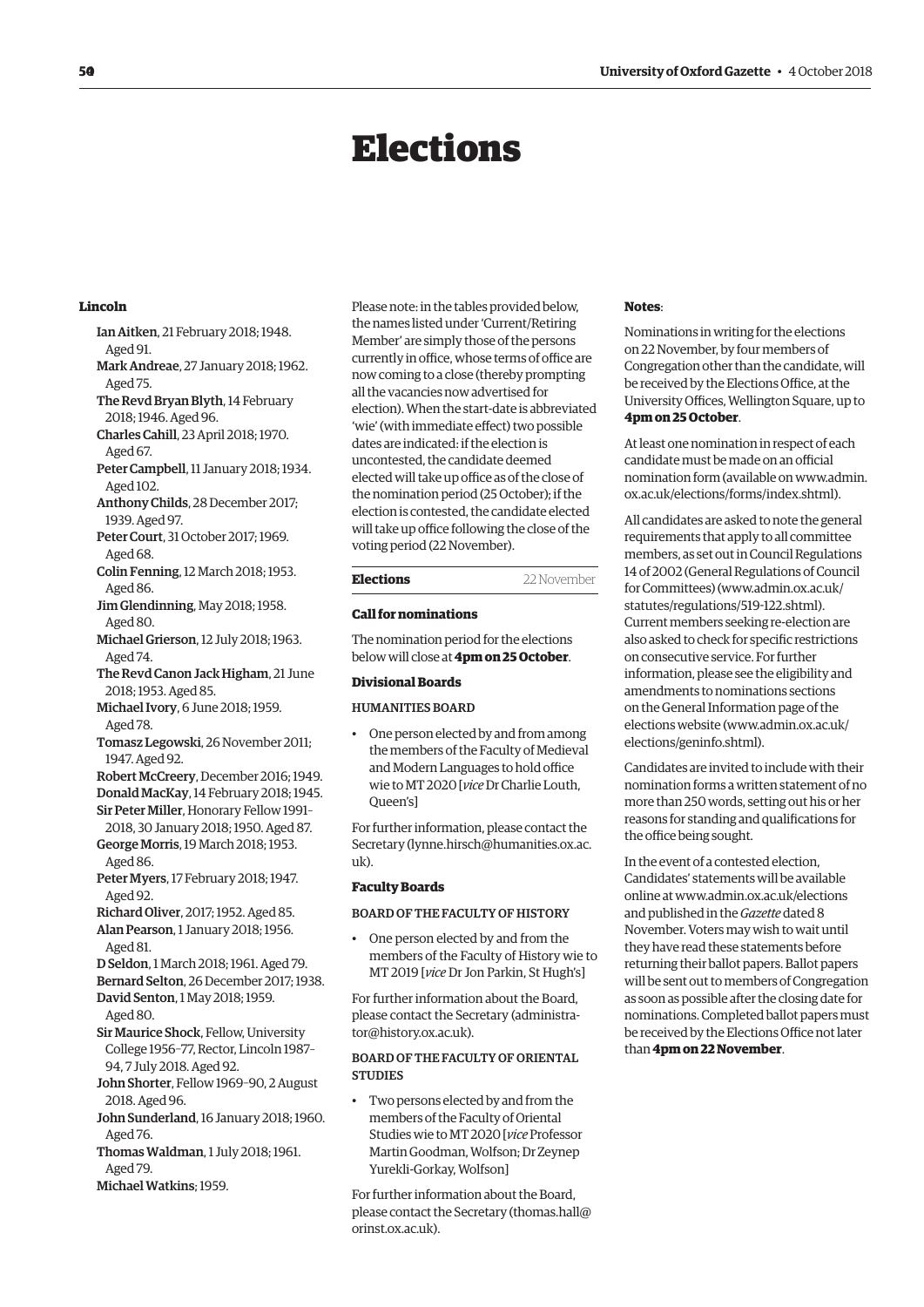**Lincoln**

**Ian Aitken**, 21 February 2018; 1948. Aged 91.
**Mark Andreae**, 27 January 2018; 1962. Aged 75.
**The Revd Bryan Blyth**, 14 February 2018; 1946. Aged 96.
**Charles Cahill**, 23 April 2018; 1970. Aged 67.
**Peter Campbell**, 11 January 2018; 1934. Aged 102.
**Anthony Childs**, 28 December 2017; 1939. Aged 97.
**Peter Court**, 31 October 2017; 1969. Aged 68.
**Colin Fenning**, 12 March 2018; 1953. Aged 86.
**Jim Glendinning**, May 2018; 1958. Aged 80.
**Michael Grierson**, 12 July 2018; 1963. Aged 74.
**The Revd Canon Jack Higham**, 21 June 2018; 1953. Aged 85.
**Michael Ivory**, 6 June 2018; 1959. Aged 78.
**Tomasz Legowski**, 26 November 2011; 1947. Aged 92.
**Robert McCreery**, December 2016; 1949.
**Donald MacKay**, 14 February 2018; 1945.
**Sir Peter Miller**, Honorary Fellow 1991–2018, 30 January 2018; 1950. Aged 87.
**George Morris**, 19 March 2018; 1953. Aged 86.
**Peter Myers**, 17 February 2018; 1947. Aged 92.
**Richard Oliver**, 2017; 1952. Aged 85.
**Alan Pearson**, 1 January 2018; 1956. Aged 81.
**D Seldon**, 1 March 2018; 1961. Aged 79.
**Bernard Selton**, 26 December 2017; 1938.
**David Senton**, 1 May 2018; 1959. Aged 80.
**Sir Maurice Shock**, Fellow, University College 1956–77, Rector, Lincoln 1987–94, 7 July 2018. Aged 92.
**John Shorter**, Fellow 1969–90, 2 August 2018. Aged 96.
**John Sunderland**, 16 January 2018; 1960. Aged 76.
**Thomas Waldman**, 1 July 2018; 1961. Aged 79.
**Michael Watkins**; 1959.

# Elections

Please note: in the tables provided below, the names listed under 'Current/Retiring Member' are simply those of the persons currently in office, whose terms of office are now coming to a close (thereby prompting all the vacancies now advertised for election). When the start-date is abbreviated 'wie' (with immediate effect) two possible dates are indicated: if the election is uncontested, the candidate deemed elected will take up office as of the close of the nomination period (25 October); if the election is contested, the candidate elected will take up office following the close of the voting period (22 November).

## Elections — 22 November

### Call for nominations

The nomination period for the elections below will close at **4pm on 25 October**.

### Divisional Boards

#### HUMANITIES BOARD

- One person elected by and from among the members of the Faculty of Medieval and Modern Languages to hold office wie to MT 2020 [*vice* Dr Charlie Louth, Queen's]

For further information, please contact the Secretary (lynne.hirsch@humanities.ox.ac.uk).

### Faculty Boards

#### BOARD OF THE FACULTY OF HISTORY

- One person elected by and from the members of the Faculty of History wie to MT 2019 [*vice* Dr Jon Parkin, St Hugh's]

For further information about the Board, please contact the Secretary (administrator@history.ox.ac.uk).

#### BOARD OF THE FACULTY OF ORIENTAL STUDIES

- Two persons elected by and from the members of the Faculty of Oriental Studies wie to MT 2020 [*vice* Professor Martin Goodman, Wolfson; Dr Zeynep Yurekli-Gorkay, Wolfson]

For further information about the Board, please contact the Secretary (thomas.hall@orinst.ox.ac.uk).

**Notes**:

Nominations in writing for the elections on 22 November, by four members of Congregation other than the candidate, will be received by the Elections Office, at the University Offices, Wellington Square, up to **4pm on 25 October**.

At least one nomination in respect of each candidate must be made on an official nomination form (available on www.admin.ox.ac.uk/elections/forms/index.shtml).

All candidates are asked to note the general requirements that apply to all committee members, as set out in Council Regulations 14 of 2002 (General Regulations of Council for Committees) (www.admin.ox.ac.uk/statutes/regulations/519-122.shtml). Current members seeking re-election are also asked to check for specific restrictions on consecutive service. For further information, please see the eligibility and amendments to nominations sections on the General Information page of the elections website (www.admin.ox.ac.uk/elections/geninfo.shtml).

Candidates are invited to include with their nomination forms a written statement of no more than 250 words, setting out his or her reasons for standing and qualifications for the office being sought.

In the event of a contested election, Candidates' statements will be available online at www.admin.ox.ac.uk/elections and published in the *Gazette* dated 8 November. Voters may wish to wait until they have read these statements before returning their ballot papers. Ballot papers will be sent out to members of Congregation as soon as possible after the closing date for nominations. Completed ballot papers must be received by the Elections Office not later than **4pm on 22 November**.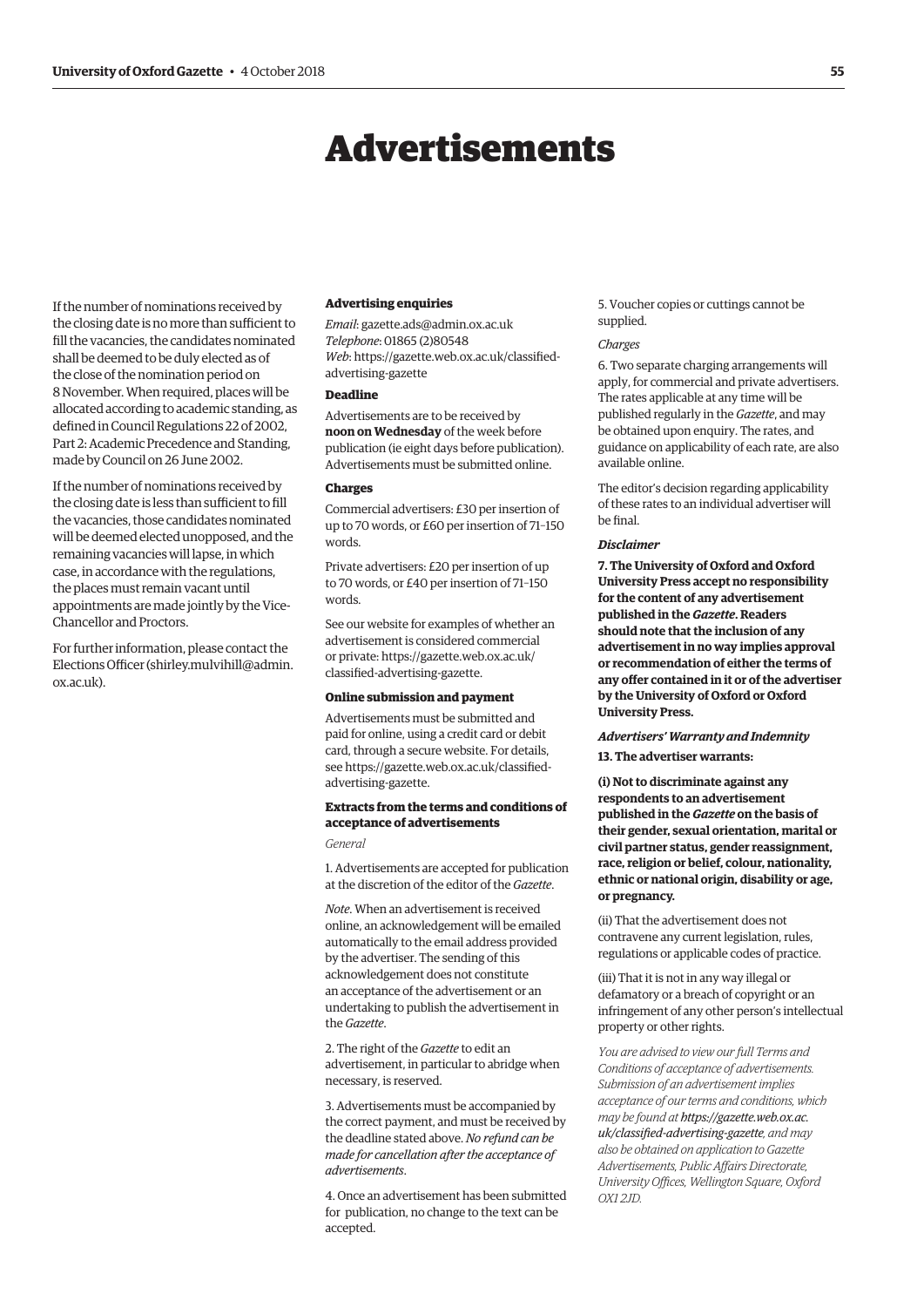# Advertisements

If the number of nominations received by the closing date is no more than sufficient to fill the vacancies, the candidates nominated shall be deemed to be duly elected as of the close of the nomination period on 8 November. When required, places will be allocated according to academic standing, as defined in Council Regulations 22 of 2002, Part 2: Academic Precedence and Standing, made by Council on 26 June 2002.

If the number of nominations received by the closing date is less than sufficient to fill the vacancies, those candidates nominated will be deemed elected unopposed, and the remaining vacancies will lapse, in which case, in accordance with the regulations, the places must remain vacant until appointments are made jointly by the Vice-Chancellor and Proctors.

For further information, please contact the Elections Officer (shirley.mulvihill@admin.ox.ac.uk).

### Advertising enquiries

*Email*: gazette.ads@admin.ox.ac.uk
*Telephone*: 01865 (2)80548
*Web*: https://gazette.web.ox.ac.uk/classified-advertising-gazette

### Deadline

Advertisements are to be received by **noon on Wednesday** of the week before publication (ie eight days before publication). Advertisements must be submitted online.

### Charges

Commercial advertisers: £30 per insertion of up to 70 words, or £60 per insertion of 71–150 words.

Private advertisers: £20 per insertion of up to 70 words, or £40 per insertion of 71–150 words.

See our website for examples of whether an advertisement is considered commercial or private: https://gazette.web.ox.ac.uk/classified-advertising-gazette.

### Online submission and payment

Advertisements must be submitted and paid for online, using a credit card or debit card, through a secure website. For details, see https://gazette.web.ox.ac.uk/classified-advertising-gazette.

### Extracts from the terms and conditions of acceptance of advertisements

*General*

1. Advertisements are accepted for publication at the discretion of the editor of the *Gazette*.

*Note*. When an advertisement is received online, an acknowledgement will be emailed automatically to the email address provided by the advertiser. The sending of this acknowledgement does not constitute an acceptance of the advertisement or an undertaking to publish the advertisement in the *Gazette*.

2. The right of the *Gazette* to edit an advertisement, in particular to abridge when necessary, is reserved.

3. Advertisements must be accompanied by the correct payment, and must be received by the deadline stated above. *No refund can be made for cancellation after the acceptance of advertisements*.

4. Once an advertisement has been submitted for publication, no change to the text can be accepted.

5. Voucher copies or cuttings cannot be supplied.

*Charges*

6. Two separate charging arrangements will apply, for commercial and private advertisers. The rates applicable at any time will be published regularly in the *Gazette*, and may be obtained upon enquiry. The rates, and guidance on applicability of each rate, are also available online.

The editor's decision regarding applicability of these rates to an individual advertiser will be final.

***Disclaimer***

**7. The University of Oxford and Oxford University Press accept no responsibility for the content of any advertisement published in the *Gazette*. Readers should note that the inclusion of any advertisement in no way implies approval or recommendation of either the terms of any offer contained in it or of the advertiser by the University of Oxford or Oxford University Press.**

***Advertisers' Warranty and Indemnity***

**13. The advertiser warrants:**

**(i) Not to discriminate against any respondents to an advertisement published in the *Gazette* on the basis of their gender, sexual orientation, marital or civil partner status, gender reassignment, race, religion or belief, colour, nationality, ethnic or national origin, disability or age, or pregnancy.**

(ii) That the advertisement does not contravene any current legislation, rules, regulations or applicable codes of practice.

(iii) That it is not in any way illegal or defamatory or a breach of copyright or an infringement of any other person's intellectual property or other rights.

*You are advised to view our full Terms and Conditions of acceptance of advertisements. Submission of an advertisement implies acceptance of our terms and conditions, which may be found at **https://gazette.web.ox.ac.uk/classified-advertising-gazette**, and may also be obtained on application to Gazette Advertisements, Public Affairs Directorate, University Offices, Wellington Square, Oxford OX1 2JD.*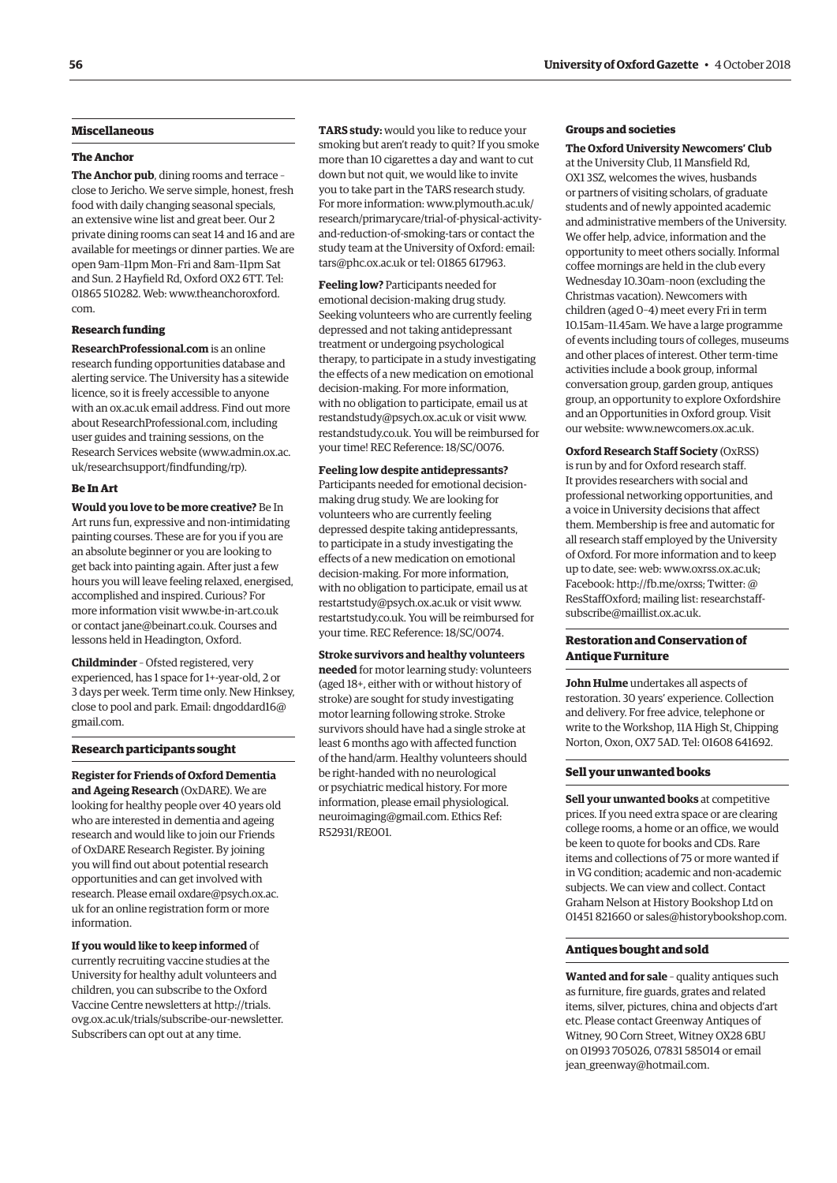## Miscellaneous

### The Anchor

**The Anchor pub**, dining rooms and terrace – close to Jericho. We serve simple, honest, fresh food with daily changing seasonal specials, an extensive wine list and great beer. Our 2 private dining rooms can seat 14 and 16 and are available for meetings or dinner parties. We are open 9am–11pm Mon–Fri and 8am–11pm Sat and Sun. 2 Hayfield Rd, Oxford OX2 6TT. Tel: 01865 510282. Web: www.theanchoroxford.com.

### Research funding

**ResearchProfessional.com** is an online research funding opportunities database and alerting service. The University has a sitewide licence, so it is freely accessible to anyone with an ox.ac.uk email address. Find out more about ResearchProfessional.com, including user guides and training sessions, on the Research Services website (www.admin.ox.ac.uk/researchsupport/findfunding/rp).

### Be In Art

**Would you love to be more creative?** Be In Art runs fun, expressive and non-intimidating painting courses. These are for you if you are an absolute beginner or you are looking to get back into painting again. After just a few hours you will leave feeling relaxed, energised, accomplished and inspired. Curious? For more information visit www.be-in-art.co.uk or contact jane@beinart.co.uk. Courses and lessons held in Headington, Oxford.

**Childminder** – Ofsted registered, very experienced, has 1 space for 1+-year-old, 2 or 3 days per week. Term time only. New Hinksey, close to pool and park. Email: dngoddard16@gmail.com.

## Research participants sought

**Register for Friends of Oxford Dementia and Ageing Research** (OxDARE). We are looking for healthy people over 40 years old who are interested in dementia and ageing research and would like to join our Friends of OxDARE Research Register. By joining you will find out about potential research opportunities and can get involved with research. Please email oxdare@psych.ox.ac.uk for an online registration form or more information.

**If you would like to keep informed** of currently recruiting vaccine studies at the University for healthy adult volunteers and children, you can subscribe to the Oxford Vaccine Centre newsletters at http://trials.ovg.ox.ac.uk/trials/subscribe-our-newsletter. Subscribers can opt out at any time.

**TARS study:** would you like to reduce your smoking but aren't ready to quit? If you smoke more than 10 cigarettes a day and want to cut down but not quit, we would like to invite you to take part in the TARS research study. For more information: www.plymouth.ac.uk/research/primarycare/trial-of-physical-activity-and-reduction-of-smoking-tars or contact the study team at the University of Oxford: email: tars@phc.ox.ac.uk or tel: 01865 617963.

**Feeling low?** Participants needed for emotional decision-making drug study. Seeking volunteers who are currently feeling depressed and not taking antidepressant treatment or undergoing psychological therapy, to participate in a study investigating the effects of a new medication on emotional decision-making. For more information, with no obligation to participate, email us at restandstudy@psych.ox.ac.uk or visit www.restandstudy.co.uk. You will be reimbursed for your time! REC Reference: 18/SC/0076.

**Feeling low despite antidepressants?** Participants needed for emotional decision-making drug study. We are looking for volunteers who are currently feeling depressed despite taking antidepressants, to participate in a study investigating the effects of a new medication on emotional decision-making. For more information, with no obligation to participate, email us at restartstudy@psych.ox.ac.uk or visit www.restartstudy.co.uk. You will be reimbursed for your time. REC Reference: 18/SC/0074.

**Stroke survivors and healthy volunteers needed** for motor learning study: volunteers (aged 18+, either with or without history of stroke) are sought for study investigating motor learning following stroke. Stroke survivors should have had a single stroke at least 6 months ago with affected function of the hand/arm. Healthy volunteers should be right-handed with no neurological or psychiatric medical history. For more information, please email physiological.neuroimaging@gmail.com. Ethics Ref: R52931/RE001.

### Groups and societies

**The Oxford University Newcomers' Club** at the University Club, 11 Mansfield Rd, OX1 3SZ, welcomes the wives, husbands or partners of visiting scholars, of graduate students and of newly appointed academic and administrative members of the University. We offer help, advice, information and the opportunity to meet others socially. Informal coffee mornings are held in the club every Wednesday 10.30am–noon (excluding the Christmas vacation). Newcomers with children (aged 0–4) meet every Fri in term 10.15am–11.45am. We have a large programme of events including tours of colleges, museums and other places of interest. Other term-time activities include a book group, informal conversation group, garden group, antiques group, an opportunity to explore Oxfordshire and an Opportunities in Oxford group. Visit our website: www.newcomers.ox.ac.uk.

**Oxford Research Staff Society** (OxRSS) is run by and for Oxford research staff. It provides researchers with social and professional networking opportunities, and a voice in University decisions that affect them. Membership is free and automatic for all research staff employed by the University of Oxford. For more information and to keep up to date, see: web: www.oxrss.ox.ac.uk; Facebook: http://fb.me/oxrss; Twitter: @ResStaffOxford; mailing list: researchstaff-subscribe@maillist.ox.ac.uk.

## Restoration and Conservation of Antique Furniture

**John Hulme** undertakes all aspects of restoration. 30 years' experience. Collection and delivery. For free advice, telephone or write to the Workshop, 11A High St, Chipping Norton, Oxon, OX7 5AD. Tel: 01608 641692.

## Sell your unwanted books

**Sell your unwanted books** at competitive prices. If you need extra space or are clearing college rooms, a home or an office, we would be keen to quote for books and CDs. Rare items and collections of 75 or more wanted if in VG condition; academic and non-academic subjects. We can view and collect. Contact Graham Nelson at History Bookshop Ltd on 01451 821660 or sales@historybookshop.com.

## Antiques bought and sold

**Wanted and for sale** – quality antiques such as furniture, fire guards, grates and related items, silver, pictures, china and objects d'art etc. Please contact Greenway Antiques of Witney, 90 Corn Street, Witney OX28 6BU on 01993 705026, 07831 585014 or email jean_greenway@hotmail.com.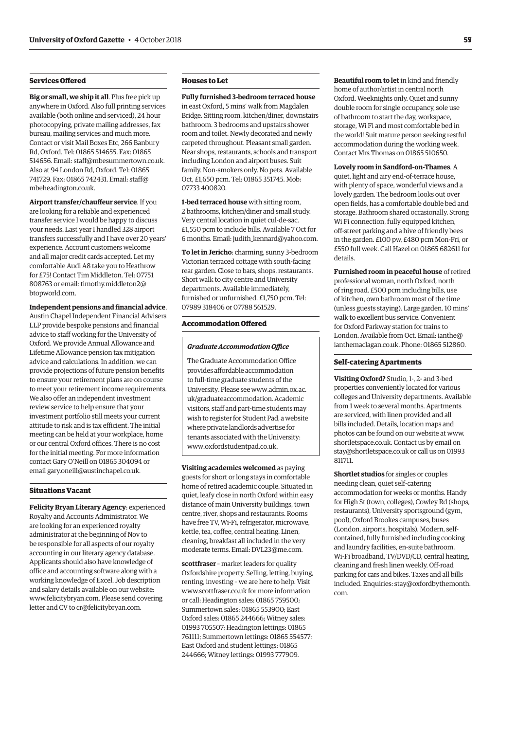## Services Offered

**Big or small, we ship it all**. Plus free pick up anywhere in Oxford. Also full printing services available (both online and serviced), 24 hour photocopying, private mailing addresses, fax bureau, mailing services and much more. Contact or visit Mail Boxes Etc, 266 Banbury Rd, Oxford. Tel: 01865 514655. Fax: 01865 514656. Email: staff@mbesummertown.co.uk. Also at 94 London Rd, Oxford. Tel: 01865 741729. Fax: 01865 742431. Email: staff@mbeheadington.co.uk.

**Airport transfer/chauffeur service**. If you are looking for a reliable and experienced transfer service I would be happy to discuss your needs. Last year I handled 328 airport transfers successfully and I have over 20 years' experience. Account customers welcome and all major credit cards accepted. Let my comfortable Audi A8 take you to Heathrow for £75! Contact Tim Middleton. Tel: 07751 808763 or email: timothy.middleton2@btopworld.com.

**Independent pensions and financial advice**. Austin Chapel Independent Financial Advisers LLP provide bespoke pensions and financial advice to staff working for the University of Oxford. We provide Annual Allowance and Lifetime Allowance pension tax mitigation advice and calculations. In addition, we can provide projections of future pension benefits to ensure your retirement plans are on course to meet your retirement income requirements. We also offer an independent investment review service to help ensure that your investment portfolio still meets your current attitude to risk and is tax efficient. The initial meeting can be held at your workplace, home or our central Oxford offices. There is no cost for the initial meeting. For more information contact Gary O'Neill on 01865 304094 or email gary.oneill@austinchapel.co.uk.

## Situations Vacant

**Felicity Bryan Literary Agency**: experienced Royalty and Accounts Administrator. We are looking for an experienced royalty administrator at the beginning of Nov to be responsible for all aspects of our royalty accounting in our literary agency database. Applicants should also have knowledge of office and accounting software along with a working knowledge of Excel. Job description and salary details available on our website: www.felicitybryan.com. Please send covering letter and CV to cr@felicitybryan.com.

## Houses to Let

**Fully furnished 3-bedroom terraced house** in east Oxford, 5 mins' walk from Magdalen Bridge. Sitting room, kitchen/diner, downstairs bathroom. 3 bedrooms and upstairs shower room and toilet. Newly decorated and newly carpeted throughout. Pleasant small garden. Near shops, restaurants, schools and transport including London and airport buses. Suit family. Non-smokers only. No pets. Available Oct, £1,650 pcm. Tel: 01865 351745. Mob: 07733 400820.

**1-bed terraced house** with sitting room, 2 bathrooms, kitchen/diner and small study. Very central location in quiet cul-de-sac. £1,550 pcm to include bills. Available 7 Oct for 6 months. Email: judith_kennard@yahoo.com.

**To let in Jericho**: charming, sunny 3-bedroom Victorian terraced cottage with south-facing rear garden. Close to bars, shops, restaurants. Short walk to city centre and University departments. Available immediately, furnished or unfurnished. £1,750 pcm. Tel: 07989 318406 or 07788 561529.

## Accommodation Offered

### *Graduate Accommodation Office*

The Graduate Accommodation Office provides affordable accommodation to full-time graduate students of the University. Please see www.admin.ox.ac.uk/graduateaccommodation. Academic visitors, staff and part-time students may wish to register for Student Pad, a website where private landlords advertise for tenants associated with the University: www.oxfordstudentpad.co.uk.

**Visiting academics welcomed** as paying guests for short or long stays in comfortable home of retired academic couple. Situated in quiet, leafy close in north Oxford within easy distance of main University buildings, town centre, river, shops and restaurants. Rooms have free TV, Wi-Fi, refrigerator, microwave, kettle, tea, coffee, central heating. Linen, cleaning, breakfast all included in the very moderate terms. Email: DVL23@me.com.

**scottfraser** – market leaders for quality Oxfordshire property. Selling, letting, buying, renting, investing – we are here to help. Visit www.scottfraser.co.uk for more information or call: Headington sales: 01865 759500; Summertown sales: 01865 553900; East Oxford sales: 01865 244666; Witney sales: 01993 705507; Headington lettings: 01865 761111; Summertown lettings: 01865 554577; East Oxford and student lettings: 01865 244666; Witney lettings: 01993 777909.

**Beautiful room to let** in kind and friendly home of author/artist in central north Oxford. Weeknights only. Quiet and sunny double room for single occupancy, sole use of bathroom to start the day, workspace, storage, Wi Fi and most comfortable bed in the world! Suit mature person seeking restful accommodation during the working week. Contact Mrs Thomas on 01865 510650.

**Lovely room in Sandford-on-Thames**. A quiet, light and airy end-of-terrace house, with plenty of space, wonderful views and a lovely garden. The bedroom looks out over open fields, has a comfortable double bed and storage. Bathroom shared occasionally. Strong Wi Fi connection, fully equipped kitchen, off-street parking and a hive of friendly bees in the garden. £100 pw, £480 pcm Mon-Fri, or £550 full week. Call Hazel on 01865 682611 for details.

**Furnished room in peaceful house** of retired professional woman, north Oxford, north of ring road. £500 pcm including bills, use of kitchen, own bathroom most of the time (unless guests staying). Large garden. 10 mins' walk to excellent bus service. Convenient for Oxford Parkway station for trains to London. Available from Oct. Email: ianthe@ianthemaclagan.co.uk. Phone: 01865 512860.

## Self-catering Apartments

**Visiting Oxford?** Studio, 1-, 2- and 3-bed properties conveniently located for various colleges and University departments. Available from 1 week to several months. Apartments are serviced, with linen provided and all bills included. Details, location maps and photos can be found on our website at www.shortletspace.co.uk. Contact us by email on stay@shortletspace.co.uk or call us on 01993 811711.

**Shortlet studios** for singles or couples needing clean, quiet self-catering accommodation for weeks or months. Handy for High St (town, colleges), Cowley Rd (shops, restaurants), University sportsground (gym, pool), Oxford Brookes campuses, buses (London, airports, hospitals). Modern, self-contained, fully furnished including cooking and laundry facilities, en-suite bathroom, Wi-Fi broadband, TV/DVD/CD, central heating, cleaning and fresh linen weekly. Off-road parking for cars and bikes. Taxes and all bills included. Enquiries: stay@oxfordbythemonth.com.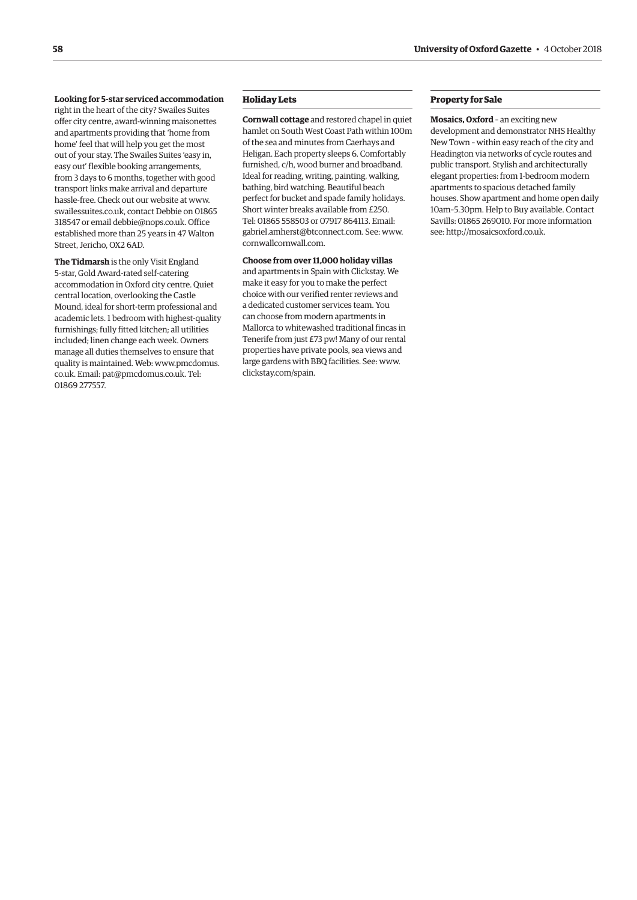**Looking for 5-star serviced accommodation** right in the heart of the city? Swailes Suites offer city centre, award-winning maisonettes and apartments providing that 'home from home' feel that will help you get the most out of your stay. The Swailes Suites 'easy in, easy out' flexible booking arrangements, from 3 days to 6 months, together with good transport links make arrival and departure hassle-free. Check out our website at www.swailessuites.co.uk, contact Debbie on 01865 318547 or email debbie@nops.co.uk. Office established more than 25 years in 47 Walton Street, Jericho, OX2 6AD.

**The Tidmarsh** is the only Visit England 5-star, Gold Award-rated self-catering accommodation in Oxford city centre. Quiet central location, overlooking the Castle Mound, ideal for short-term professional and academic lets. 1 bedroom with highest-quality furnishings; fully fitted kitchen; all utilities included; linen change each week. Owners manage all duties themselves to ensure that quality is maintained. Web: www.pmcdomus.co.uk. Email: pat@pmcdomus.co.uk. Tel: 01869 277557.

## Holiday Lets

**Cornwall cottage** and restored chapel in quiet hamlet on South West Coast Path within 100m of the sea and minutes from Caerhays and Heligan. Each property sleeps 6. Comfortably furnished, c/h, wood burner and broadband. Ideal for reading, writing, painting, walking, bathing, bird watching. Beautiful beach perfect for bucket and spade family holidays. Short winter breaks available from £250. Tel: 01865 558503 or 07917 864113. Email: gabriel.amherst@btconnect.com. See: www.cornwallcornwall.com.

**Choose from over 11,000 holiday villas** and apartments in Spain with Clickstay. We make it easy for you to make the perfect choice with our verified renter reviews and a dedicated customer services team. You can choose from modern apartments in Mallorca to whitewashed traditional fincas in Tenerife from just £73 pw! Many of our rental properties have private pools, sea views and large gardens with BBQ facilities. See: www.clickstay.com/spain.

## Property for Sale

**Mosaics, Oxford** – an exciting new development and demonstrator NHS Healthy New Town – within easy reach of the city and Headington via networks of cycle routes and public transport. Stylish and architecturally elegant properties: from 1-bedroom modern apartments to spacious detached family houses. Show apartment and home open daily 10am–5.30pm. Help to Buy available. Contact Savills: 01865 269010. For more information see: http://mosaicsoxford.co.uk.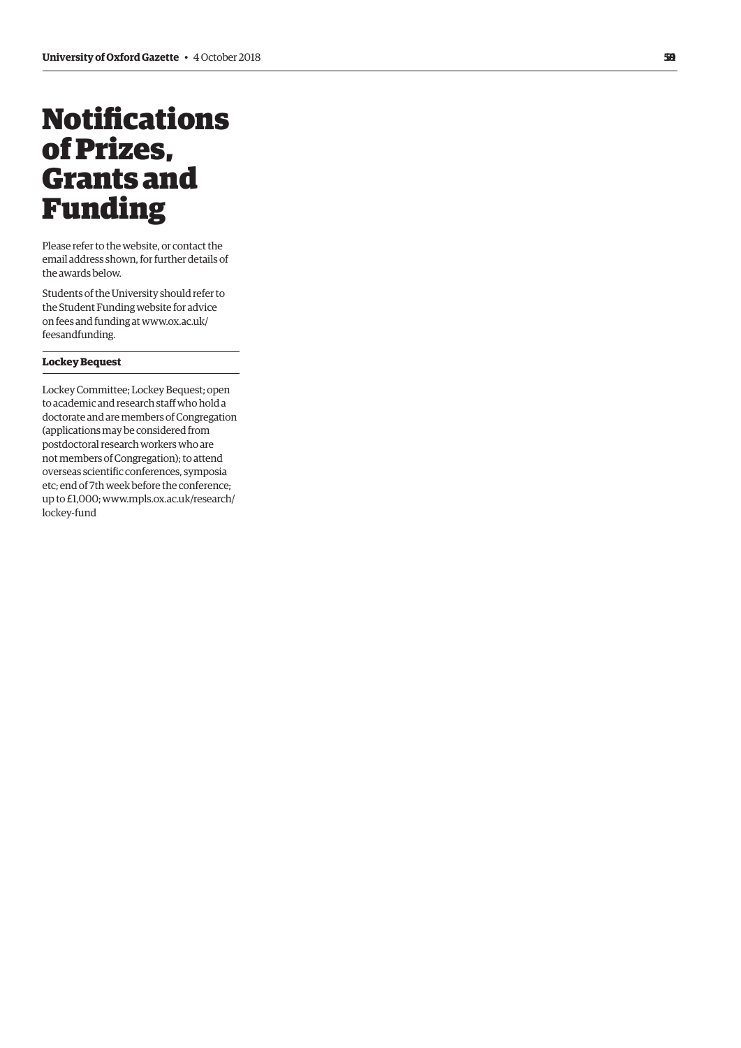# Notifications of Prizes, Grants and Funding

Please refer to the website, or contact the email address shown, for further details of the awards below.

Students of the University should refer to the Student Funding website for advice on fees and funding at www.ox.ac.uk/feesandfunding.

### Lockey Bequest

Lockey Committee; Lockey Bequest; open to academic and research staff who hold a doctorate and are members of Congregation (applications may be considered from postdoctoral research workers who are not members of Congregation); to attend overseas scientific conferences, symposia etc; end of 7th week before the conference; up to £1,000; www.mpls.ox.ac.uk/research/lockey-fund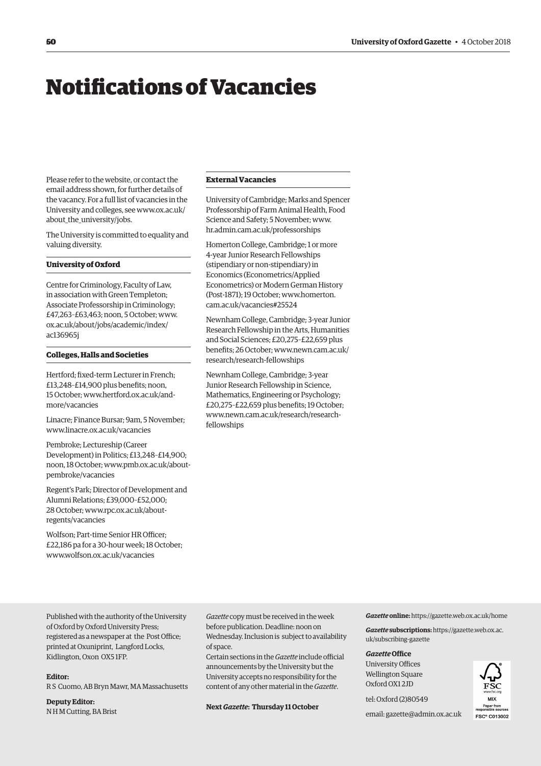# Notifications of Vacancies

Please refer to the website, or contact the email address shown, for further details of the vacancy. For a full list of vacancies in the University and colleges, see www.ox.ac.uk/about_the_university/jobs.

The University is committed to equality and valuing diversity.

### University of Oxford

Centre for Criminology, Faculty of Law, in association with Green Templeton; Associate Professorship in Criminology; £47,263–£63,463; noon, 5 October; www.ox.ac.uk/about/jobs/academic/index/ac136965j

### Colleges, Halls and Societies

Hertford; fixed-term Lecturer in French; £13,248–£14,900 plus benefits; noon, 15 October; www.hertford.ox.ac.uk/and-more/vacancies

Linacre; Finance Bursar; 9am, 5 November; www.linacre.ox.ac.uk/vacancies

Pembroke; Lectureship (Career Development) in Politics; £13,248–£14,900; noon, 18 October; www.pmb.ox.ac.uk/about-pembroke/vacancies

Regent's Park; Director of Development and Alumni Relations; £39,000–£52,000; 28 October; www.rpc.ox.ac.uk/about-regents/vacancies

Wolfson; Part-time Senior HR Officer; £22,186 pa for a 30-hour week; 18 October; www.wolfson.ox.ac.uk/vacancies

### External Vacancies

University of Cambridge; Marks and Spencer Professorship of Farm Animal Health, Food Science and Safety; 5 November; www.hr.admin.cam.ac.uk/professorships

Homerton College, Cambridge; 1 or more 4-year Junior Research Fellowships (stipendiary or non-stipendiary) in Economics (Econometrics/Applied Econometrics) or Modern German History (Post-1871); 19 October; www.homerton.cam.ac.uk/vacancies#25524

Newnham College, Cambridge; 3-year Junior Research Fellowship in the Arts, Humanities and Social Sciences; £20,275–£22,659 plus benefits; 26 October; www.newn.cam.ac.uk/research/research-fellowships

Newnham College, Cambridge; 3-year Junior Research Fellowship in Science, Mathematics, Engineering or Psychology; £20,275–£22,659 plus benefits; 19 October; www.newn.cam.ac.uk/research/research-fellowships

---

Published with the authority of the University of Oxford by Oxford University Press; registered as a newspaper at the Post Office; printed at Oxuniprint, Langford Locks, Kidlington, Oxon OX5 1FP.

**Editor:**
R S Cuomo, AB Bryn Mawr, MA Massachusetts

**Deputy Editor:**
N H M Cutting, BA Brist

*Gazette* copy must be received in the week before publication. Deadline: noon on Wednesday. Inclusion is subject to availability of space.
Certain sections in the *Gazette* include official announcements by the University but the University accepts no responsibility for the content of any other material in the *Gazette*.

**Next *Gazette*: Thursday 11 October**

***Gazette* online:** https://gazette.web.ox.ac.uk/home

***Gazette* subscriptions:** https://gazette.web.ox.ac.uk/subscribing-gazette

***Gazette* Office**
University Offices
Wellington Square
Oxford OX1 2JD

tel: Oxford (2)80549

email: gazette@admin.ox.ac.uk